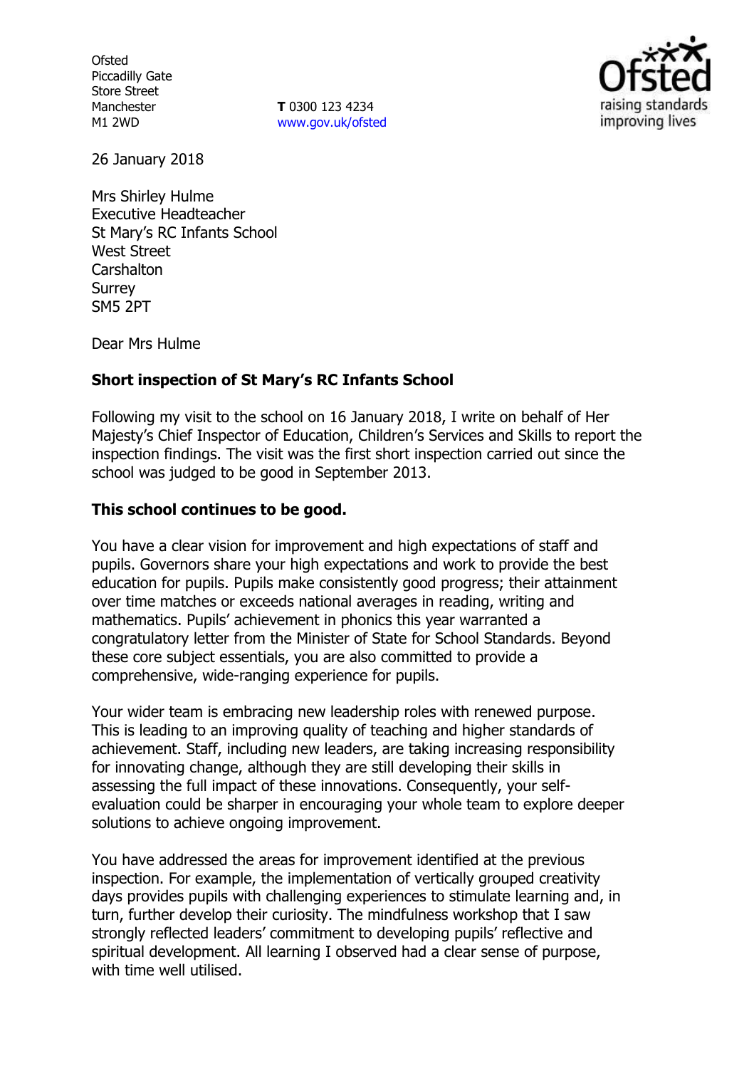Ofsted
Piccadilly Gate
Store Street
Manchester
M1 2WD

**T** 0300 123 4234
www.gov.uk/ofsted

26 January 2018

Mrs Shirley Hulme
Executive Headteacher
St Mary's RC Infants School
West Street
Carshalton
Surrey
SM5 2PT

Dear Mrs Hulme

**Short inspection of St Mary's RC Infants School**

Following my visit to the school on 16 January 2018, I write on behalf of Her Majesty's Chief Inspector of Education, Children's Services and Skills to report the inspection findings. The visit was the first short inspection carried out since the school was judged to be good in September 2013.

**This school continues to be good.**

You have a clear vision for improvement and high expectations of staff and pupils. Governors share your high expectations and work to provide the best education for pupils. Pupils make consistently good progress; their attainment over time matches or exceeds national averages in reading, writing and mathematics. Pupils' achievement in phonics this year warranted a congratulatory letter from the Minister of State for School Standards. Beyond these core subject essentials, you are also committed to provide a comprehensive, wide-ranging experience for pupils.

Your wider team is embracing new leadership roles with renewed purpose. This is leading to an improving quality of teaching and higher standards of achievement. Staff, including new leaders, are taking increasing responsibility for innovating change, although they are still developing their skills in assessing the full impact of these innovations. Consequently, your self-evaluation could be sharper in encouraging your whole team to explore deeper solutions to achieve ongoing improvement.

You have addressed the areas for improvement identified at the previous inspection. For example, the implementation of vertically grouped creativity days provides pupils with challenging experiences to stimulate learning and, in turn, further develop their curiosity. The mindfulness workshop that I saw strongly reflected leaders' commitment to developing pupils' reflective and spiritual development. All learning I observed had a clear sense of purpose, with time well utilised.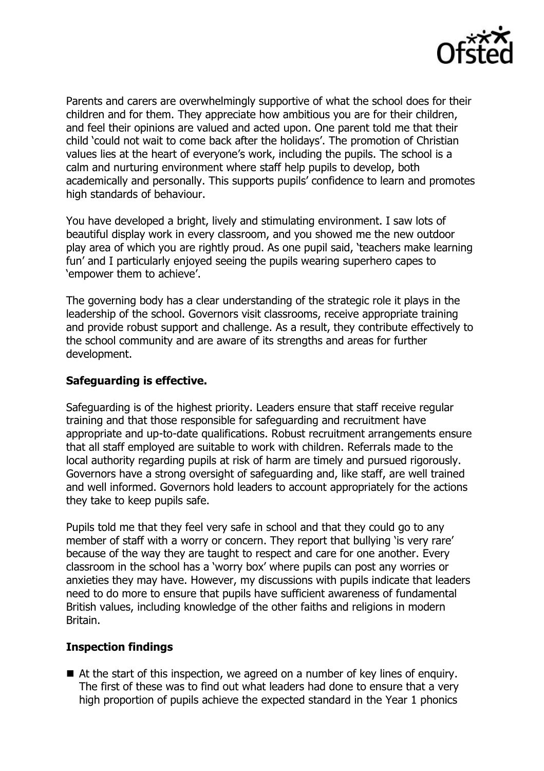Parents and carers are overwhelmingly supportive of what the school does for their children and for them. They appreciate how ambitious you are for their children, and feel their opinions are valued and acted upon. One parent told me that their child 'could not wait to come back after the holidays'. The promotion of Christian values lies at the heart of everyone's work, including the pupils. The school is a calm and nurturing environment where staff help pupils to develop, both academically and personally. This supports pupils' confidence to learn and promotes high standards of behaviour.

You have developed a bright, lively and stimulating environment. I saw lots of beautiful display work in every classroom, and you showed me the new outdoor play area of which you are rightly proud. As one pupil said, 'teachers make learning fun' and I particularly enjoyed seeing the pupils wearing superhero capes to 'empower them to achieve'.

The governing body has a clear understanding of the strategic role it plays in the leadership of the school. Governors visit classrooms, receive appropriate training and provide robust support and challenge. As a result, they contribute effectively to the school community and are aware of its strengths and areas for further development.

**Safeguarding is effective.**

Safeguarding is of the highest priority. Leaders ensure that staff receive regular training and that those responsible for safeguarding and recruitment have appropriate and up-to-date qualifications. Robust recruitment arrangements ensure that all staff employed are suitable to work with children. Referrals made to the local authority regarding pupils at risk of harm are timely and pursued rigorously. Governors have a strong oversight of safeguarding and, like staff, are well trained and well informed. Governors hold leaders to account appropriately for the actions they take to keep pupils safe.

Pupils told me that they feel very safe in school and that they could go to any member of staff with a worry or concern. They report that bullying 'is very rare' because of the way they are taught to respect and care for one another. Every classroom in the school has a 'worry box' where pupils can post any worries or anxieties they may have. However, my discussions with pupils indicate that leaders need to do more to ensure that pupils have sufficient awareness of fundamental British values, including knowledge of the other faiths and religions in modern Britain.

**Inspection findings**

- At the start of this inspection, we agreed on a number of key lines of enquiry. The first of these was to find out what leaders had done to ensure that a very high proportion of pupils achieve the expected standard in the Year 1 phonics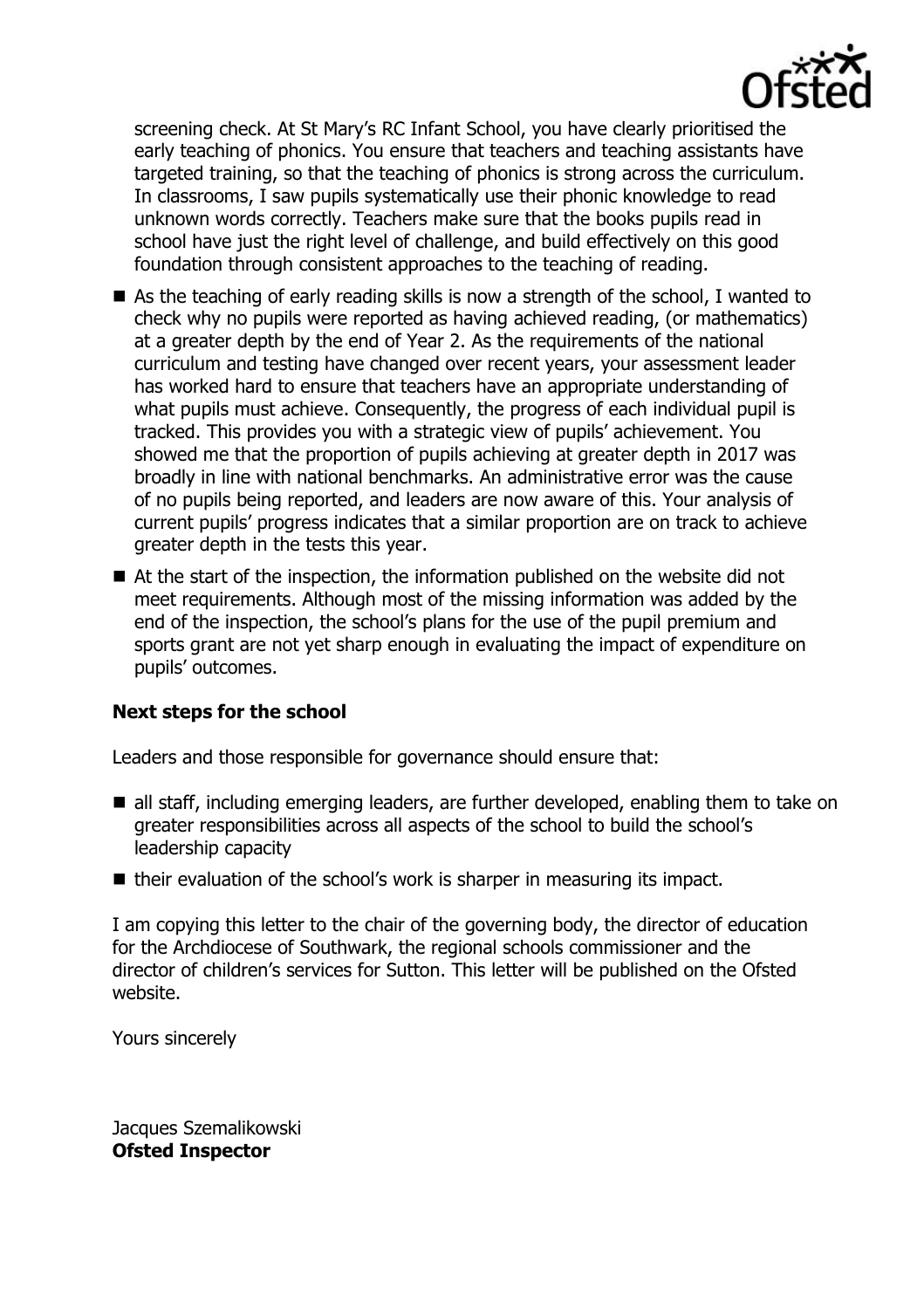screening check. At St Mary's RC Infant School, you have clearly prioritised the early teaching of phonics. You ensure that teachers and teaching assistants have targeted training, so that the teaching of phonics is strong across the curriculum. In classrooms, I saw pupils systematically use their phonic knowledge to read unknown words correctly. Teachers make sure that the books pupils read in school have just the right level of challenge, and build effectively on this good foundation through consistent approaches to the teaching of reading.

- As the teaching of early reading skills is now a strength of the school, I wanted to check why no pupils were reported as having achieved reading, (or mathematics) at a greater depth by the end of Year 2. As the requirements of the national curriculum and testing have changed over recent years, your assessment leader has worked hard to ensure that teachers have an appropriate understanding of what pupils must achieve. Consequently, the progress of each individual pupil is tracked. This provides you with a strategic view of pupils' achievement. You showed me that the proportion of pupils achieving at greater depth in 2017 was broadly in line with national benchmarks. An administrative error was the cause of no pupils being reported, and leaders are now aware of this. Your analysis of current pupils' progress indicates that a similar proportion are on track to achieve greater depth in the tests this year.
- At the start of the inspection, the information published on the website did not meet requirements. Although most of the missing information was added by the end of the inspection, the school's plans for the use of the pupil premium and sports grant are not yet sharp enough in evaluating the impact of expenditure on pupils' outcomes.

### Next steps for the school

Leaders and those responsible for governance should ensure that:

- all staff, including emerging leaders, are further developed, enabling them to take on greater responsibilities across all aspects of the school to build the school's leadership capacity
- their evaluation of the school's work is sharper in measuring its impact.

I am copying this letter to the chair of the governing body, the director of education for the Archdiocese of Southwark, the regional schools commissioner and the director of children's services for Sutton. This letter will be published on the Ofsted website.

Yours sincerely

Jacques Szemalikowski
**Ofsted Inspector**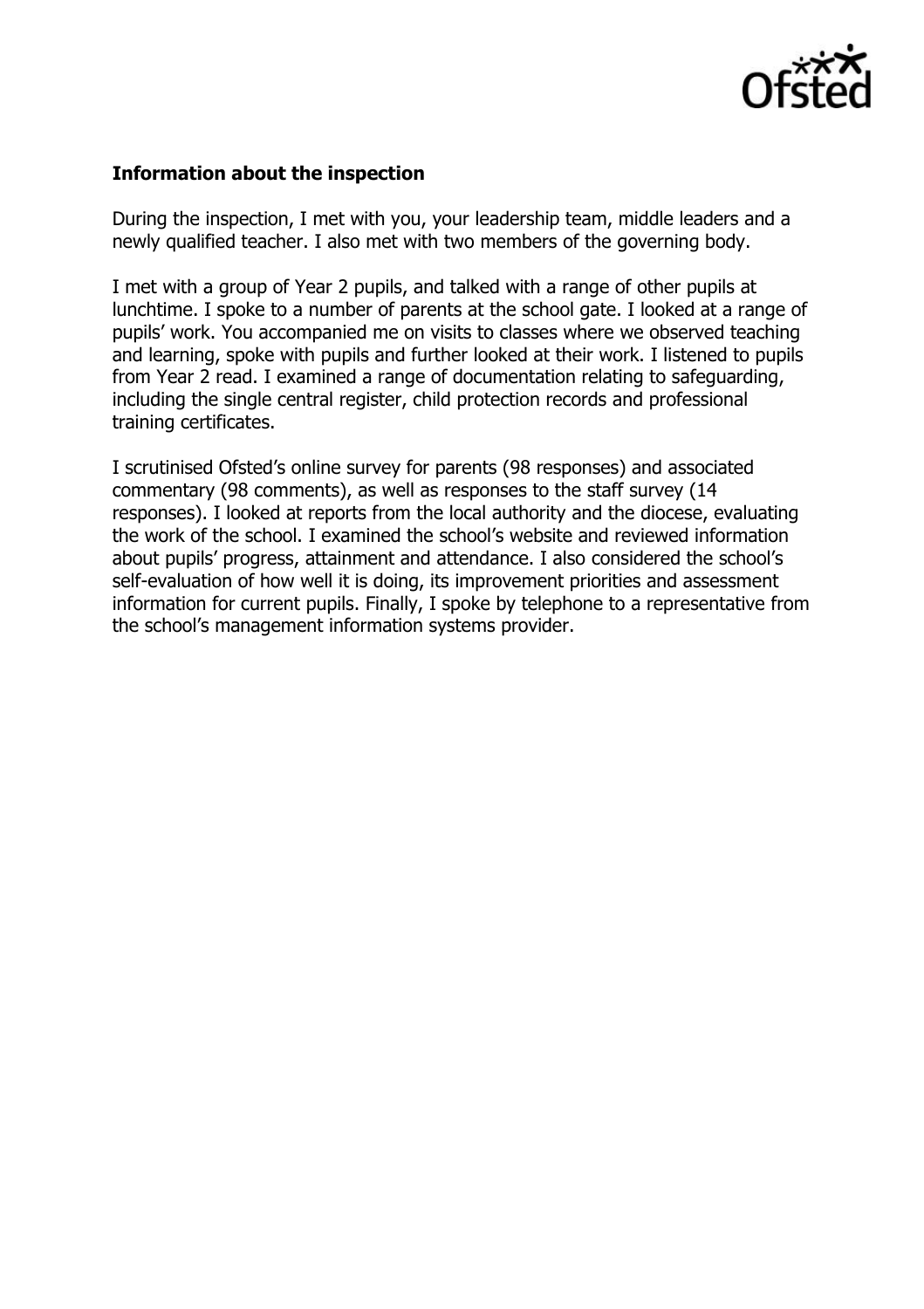**Information about the inspection**

During the inspection, I met with you, your leadership team, middle leaders and a newly qualified teacher. I also met with two members of the governing body.

I met with a group of Year 2 pupils, and talked with a range of other pupils at lunchtime. I spoke to a number of parents at the school gate. I looked at a range of pupils' work. You accompanied me on visits to classes where we observed teaching and learning, spoke with pupils and further looked at their work. I listened to pupils from Year 2 read. I examined a range of documentation relating to safeguarding, including the single central register, child protection records and professional training certificates.

I scrutinised Ofsted's online survey for parents (98 responses) and associated commentary (98 comments), as well as responses to the staff survey (14 responses). I looked at reports from the local authority and the diocese, evaluating the work of the school. I examined the school's website and reviewed information about pupils' progress, attainment and attendance. I also considered the school's self-evaluation of how well it is doing, its improvement priorities and assessment information for current pupils. Finally, I spoke by telephone to a representative from the school's management information systems provider.